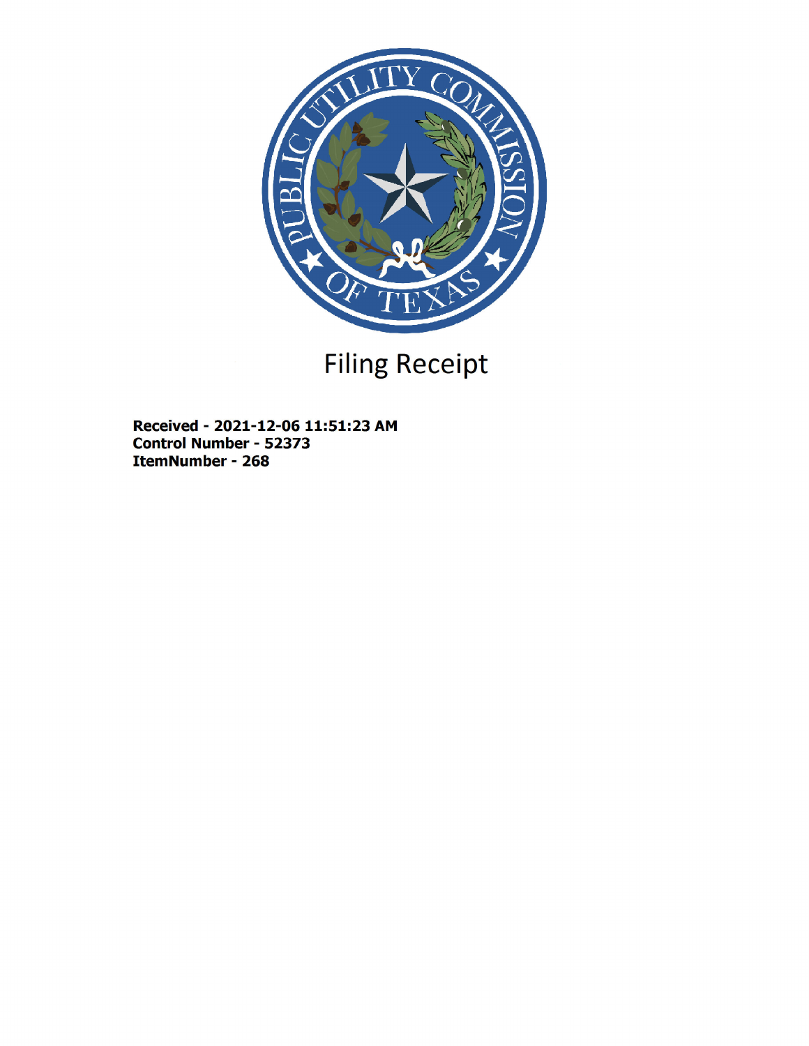PUBLIC UTILITY COMMISSION OF TEXAS

# Filing Receipt

**Received - 2021-12-06 11:51:23 AM**
**Control Number - 52373**
**ItemNumber - 268**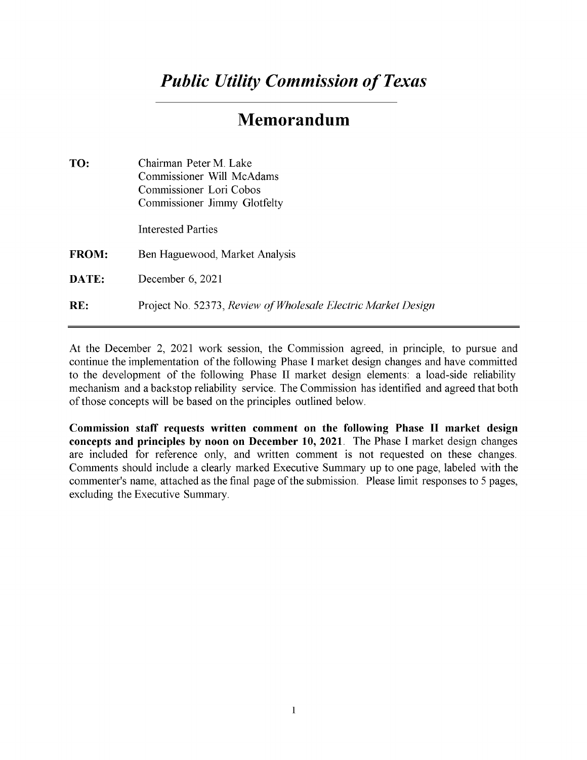# *Public Utility Commission of Texas*

# Memorandum

**TO:** Chairman Peter M. Lake
Commissioner Will McAdams
Commissioner Lori Cobos
Commissioner Jimmy Glotfelty

Interested Parties

**FROM:** Ben Haguewood, Market Analysis

**DATE:** December 6, 2021

**RE:** Project No. 52373, *Review of Wholesale Electric Market Design*

---

At the December 2, 2021 work session, the Commission agreed, in principle, to pursue and continue the implementation of the following Phase I market design changes and have committed to the development of the following Phase II market design elements: a load-side reliability mechanism and a backstop reliability service. The Commission has identified and agreed that both of those concepts will be based on the principles outlined below.

**Commission staff requests written comment on the following Phase II market design concepts and principles by noon on December 10, 2021**. The Phase I market design changes are included for reference only, and written comment is not requested on these changes. Comments should include a clearly marked Executive Summary up to one page, labeled with the commenter's name, attached as the final page of the submission. Please limit responses to 5 pages, excluding the Executive Summary.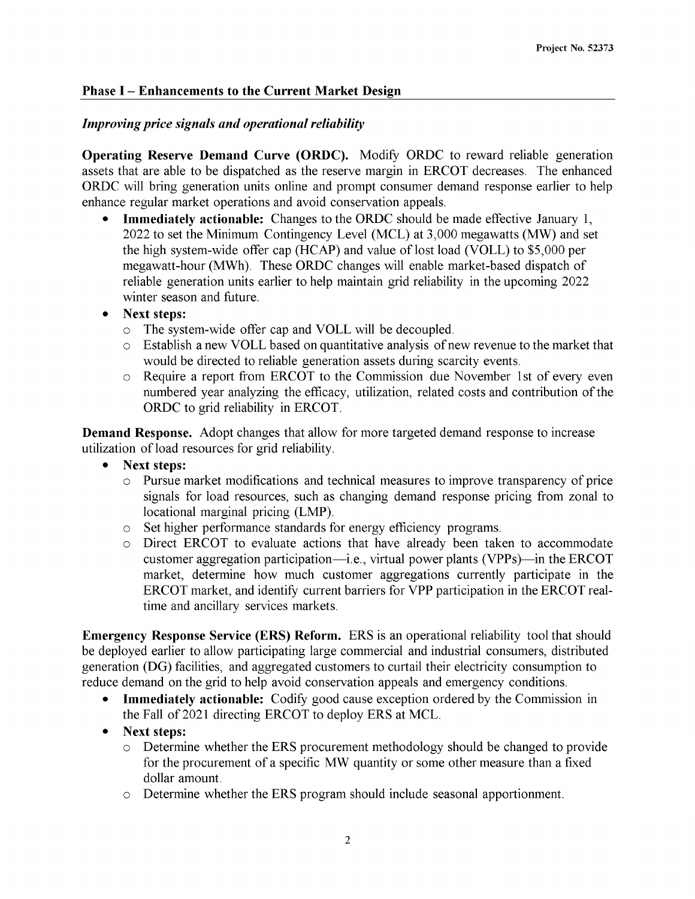## Phase I – Enhancements to the Current Market Design

### *Improving price signals and operational reliability*

**Operating Reserve Demand Curve (ORDC).** Modify ORDC to reward reliable generation assets that are able to be dispatched as the reserve margin in ERCOT decreases. The enhanced ORDC will bring generation units online and prompt consumer demand response earlier to help enhance regular market operations and avoid conservation appeals.

- **Immediately actionable:** Changes to the ORDC should be made effective January 1, 2022 to set the Minimum Contingency Level (MCL) at 3,000 megawatts (MW) and set the high system-wide offer cap (HCAP) and value of lost load (VOLL) to $5,000 per megawatt-hour (MWh). These ORDC changes will enable market-based dispatch of reliable generation units earlier to help maintain grid reliability in the upcoming 2022 winter season and future.
- **Next steps:**
  - The system-wide offer cap and VOLL will be decoupled.
  - Establish a new VOLL based on quantitative analysis of new revenue to the market that would be directed to reliable generation assets during scarcity events.
  - Require a report from ERCOT to the Commission due November 1st of every even numbered year analyzing the efficacy, utilization, related costs and contribution of the ORDC to grid reliability in ERCOT.

**Demand Response.** Adopt changes that allow for more targeted demand response to increase utilization of load resources for grid reliability.

- **Next steps:**
  - Pursue market modifications and technical measures to improve transparency of price signals for load resources, such as changing demand response pricing from zonal to locational marginal pricing (LMP).
  - Set higher performance standards for energy efficiency programs.
  - Direct ERCOT to evaluate actions that have already been taken to accommodate customer aggregation participation—i.e., virtual power plants (VPPs)—in the ERCOT market, determine how much customer aggregations currently participate in the ERCOT market, and identify current barriers for VPP participation in the ERCOT real-time and ancillary services markets.

**Emergency Response Service (ERS) Reform.** ERS is an operational reliability tool that should be deployed earlier to allow participating large commercial and industrial consumers, distributed generation (DG) facilities, and aggregated customers to curtail their electricity consumption to reduce demand on the grid to help avoid conservation appeals and emergency conditions.

- **Immediately actionable:** Codify good cause exception ordered by the Commission in the Fall of 2021 directing ERCOT to deploy ERS at MCL.
- **Next steps:**
  - Determine whether the ERS procurement methodology should be changed to provide for the procurement of a specific MW quantity or some other measure than a fixed dollar amount.
  - Determine whether the ERS program should include seasonal apportionment.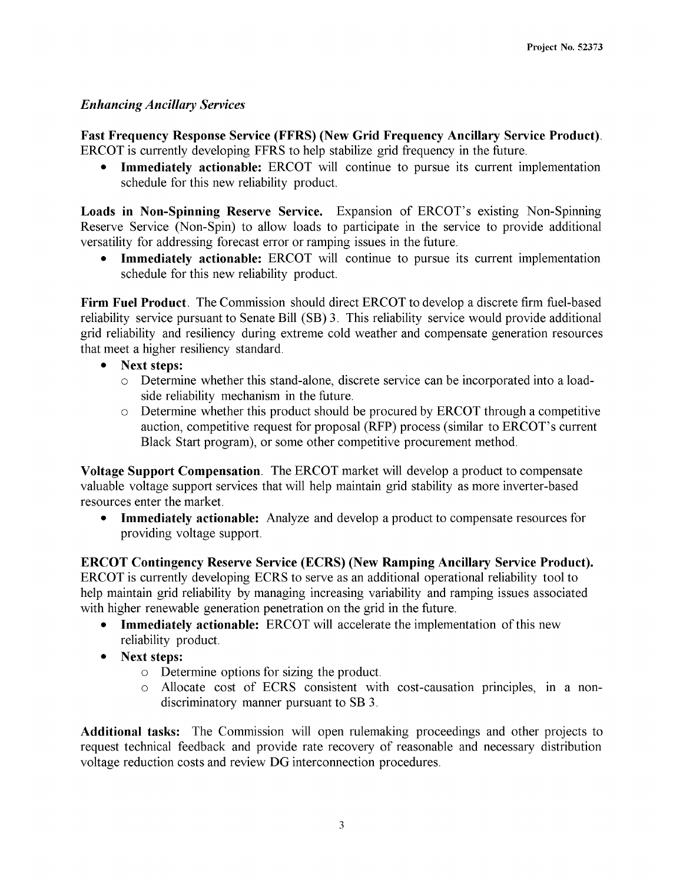*Enhancing Ancillary Services*

**Fast Frequency Response Service (FFRS) (New Grid Frequency Ancillary Service Product).** ERCOT is currently developing FFRS to help stabilize grid frequency in the future.

- **Immediately actionable:** ERCOT will continue to pursue its current implementation schedule for this new reliability product.

**Loads in Non-Spinning Reserve Service.** Expansion of ERCOT's existing Non-Spinning Reserve Service (Non-Spin) to allow loads to participate in the service to provide additional versatility for addressing forecast error or ramping issues in the future.

- **Immediately actionable:** ERCOT will continue to pursue its current implementation schedule for this new reliability product.

**Firm Fuel Product.** The Commission should direct ERCOT to develop a discrete firm fuel-based reliability service pursuant to Senate Bill (SB) 3. This reliability service would provide additional grid reliability and resiliency during extreme cold weather and compensate generation resources that meet a higher resiliency standard.

- **Next steps:**
  - Determine whether this stand-alone, discrete service can be incorporated into a load-side reliability mechanism in the future.
  - Determine whether this product should be procured by ERCOT through a competitive auction, competitive request for proposal (RFP) process (similar to ERCOT's current Black Start program), or some other competitive procurement method.

**Voltage Support Compensation.** The ERCOT market will develop a product to compensate valuable voltage support services that will help maintain grid stability as more inverter-based resources enter the market.

- **Immediately actionable:** Analyze and develop a product to compensate resources for providing voltage support.

**ERCOT Contingency Reserve Service (ECRS) (New Ramping Ancillary Service Product).** ERCOT is currently developing ECRS to serve as an additional operational reliability tool to help maintain grid reliability by managing increasing variability and ramping issues associated with higher renewable generation penetration on the grid in the future.

- **Immediately actionable:** ERCOT will accelerate the implementation of this new reliability product.
- **Next steps:**
  - Determine options for sizing the product.
  - Allocate cost of ECRS consistent with cost-causation principles, in a non-discriminatory manner pursuant to SB 3.

**Additional tasks:** The Commission will open rulemaking proceedings and other projects to request technical feedback and provide rate recovery of reasonable and necessary distribution voltage reduction costs and review DG interconnection procedures.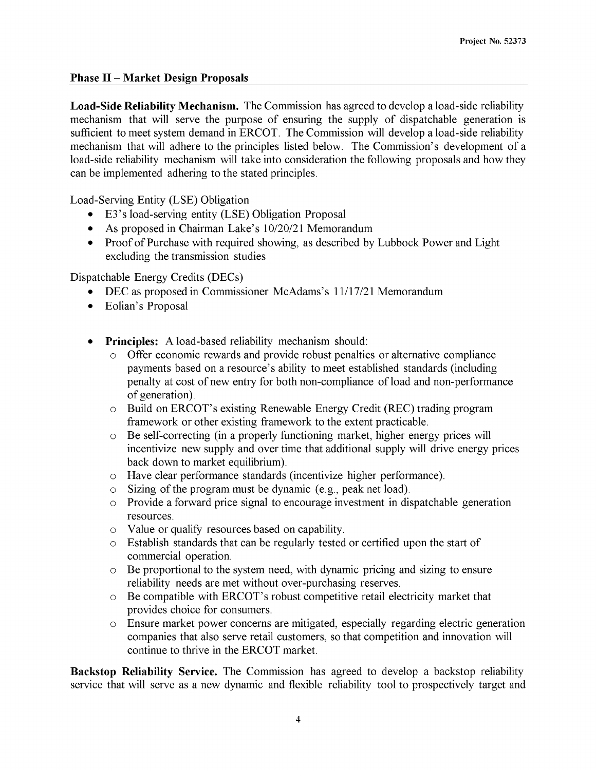## Phase II – Market Design Proposals

**Load-Side Reliability Mechanism.** The Commission has agreed to develop a load-side reliability mechanism that will serve the purpose of ensuring the supply of dispatchable generation is sufficient to meet system demand in ERCOT. The Commission will develop a load-side reliability mechanism that will adhere to the principles listed below. The Commission's development of a load-side reliability mechanism will take into consideration the following proposals and how they can be implemented adhering to the stated principles.

Load-Serving Entity (LSE) Obligation

- E3's load-serving entity (LSE) Obligation Proposal
- As proposed in Chairman Lake's 10/20/21 Memorandum
- Proof of Purchase with required showing, as described by Lubbock Power and Light excluding the transmission studies

Dispatchable Energy Credits (DECs)

- DEC as proposed in Commissioner McAdams's 11/17/21 Memorandum
- Eolian's Proposal

- **Principles:** A load-based reliability mechanism should:
  - Offer economic rewards and provide robust penalties or alternative compliance payments based on a resource's ability to meet established standards (including penalty at cost of new entry for both non-compliance of load and non-performance of generation).
  - Build on ERCOT's existing Renewable Energy Credit (REC) trading program framework or other existing framework to the extent practicable.
  - Be self-correcting (in a properly functioning market, higher energy prices will incentivize new supply and over time that additional supply will drive energy prices back down to market equilibrium).
  - Have clear performance standards (incentivize higher performance).
  - Sizing of the program must be dynamic (e.g., peak net load).
  - Provide a forward price signal to encourage investment in dispatchable generation resources.
  - Value or qualify resources based on capability.
  - Establish standards that can be regularly tested or certified upon the start of commercial operation.
  - Be proportional to the system need, with dynamic pricing and sizing to ensure reliability needs are met without over-purchasing reserves.
  - Be compatible with ERCOT's robust competitive retail electricity market that provides choice for consumers.
  - Ensure market power concerns are mitigated, especially regarding electric generation companies that also serve retail customers, so that competition and innovation will continue to thrive in the ERCOT market.

**Backstop Reliability Service.** The Commission has agreed to develop a backstop reliability service that will serve as a new dynamic and flexible reliability tool to prospectively target and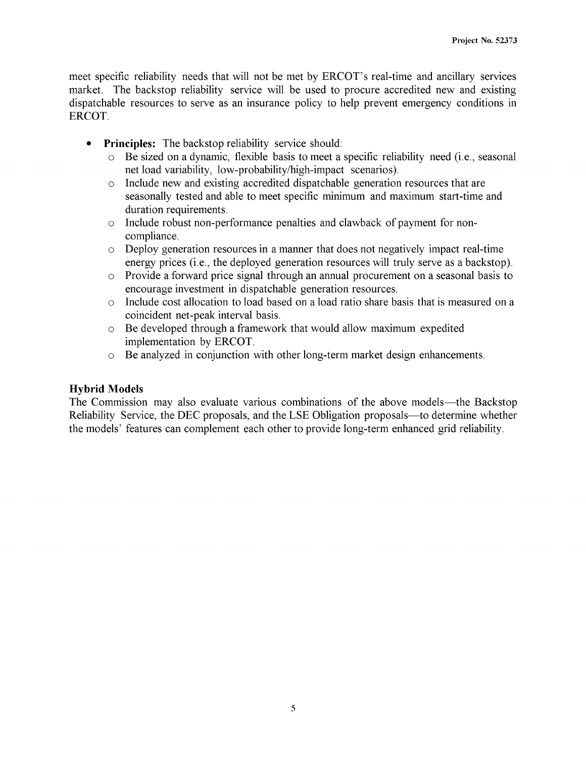meet specific reliability needs that will not be met by ERCOT's real-time and ancillary services market. The backstop reliability service will be used to procure accredited new and existing dispatchable resources to serve as an insurance policy to help prevent emergency conditions in ERCOT.

- **Principles:** The backstop reliability service should:
  - Be sized on a dynamic, flexible basis to meet a specific reliability need (i.e., seasonal net load variability, low-probability/high-impact scenarios).
  - Include new and existing accredited dispatchable generation resources that are seasonally tested and able to meet specific minimum and maximum start-time and duration requirements.
  - Include robust non-performance penalties and clawback of payment for non-compliance.
  - Deploy generation resources in a manner that does not negatively impact real-time energy prices (i.e., the deployed generation resources will truly serve as a backstop).
  - Provide a forward price signal through an annual procurement on a seasonal basis to encourage investment in dispatchable generation resources.
  - Include cost allocation to load based on a load ratio share basis that is measured on a coincident net-peak interval basis.
  - Be developed through a framework that would allow maximum expedited implementation by ERCOT.
  - Be analyzed in conjunction with other long-term market design enhancements.

### Hybrid Models

The Commission may also evaluate various combinations of the above models—the Backstop Reliability Service, the DEC proposals, and the LSE Obligation proposals—to determine whether the models' features can complement each other to provide long-term enhanced grid reliability.